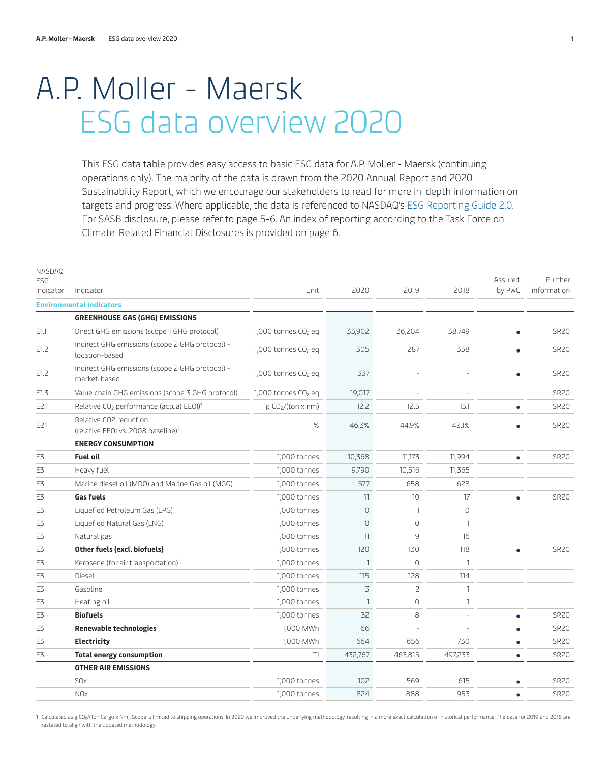# A.P. Moller - Maersk
## ESG data overview 2020

This ESG data table provides easy access to basic ESG data for A.P. Moller - Maersk (continuing operations only). The majority of the data is drawn from the 2020 Annual Report and 2020 Sustainability Report, which we encourage our stakeholders to read for more in-depth information on targets and progress. Where applicable, the data is referenced to NASDAQ's ESG Reporting Guide 2.0. For SASB disclosure, please refer to page 5-6. An index of reporting according to the Task Force on Climate-Related Financial Disclosures is provided on page 6.

| NASDAQ ESG indicator | Indicator | Unit | 2020 | 2019 | 2018 | Assured by PwC | Further information |
|---|---|---|---|---|---|---|---|
| **Environmental indicators** | | | | | | | |
| | **GREENHOUSE GAS (GHG) EMISSIONS** | | | | | | |
| E1.1 | Direct GHG emissions (scope 1 GHG protocol) | 1,000 tonnes $CO_2$ eq | 33,902 | 36,204 | 38,749 | • | SR20 |
| E1.2 | Indirect GHG emissions (scope 2 GHG protocol) - location-based | 1,000 tonnes $CO_2$ eq | 305 | 287 | 338 | • | SR20 |
| E1.2 | Indirect GHG emissions (scope 2 GHG protocol) - market-based | 1,000 tonnes $CO_2$ eq | 337 | - | - | • | SR20 |
| E1.3 | Value chain GHG emissions (scope 3 GHG protocol) | 1,000 tonnes $CO_2$ eq | 19,017 | - | - | | SR20 |
| E2.1 | Relative $CO_2$ performance (actual EEOI)[1] | g $CO_2$/(ton x nm) | 12.2 | 12.5 | 13.1 | • | SR20 |
| E2.1 | Relative CO2 reduction (relative EEOI vs. 2008 baseline)[1] | % | 46.3% | 44.9% | 42.1% | • | SR20 |
| | **ENERGY CONSUMPTION** | | | | | | |
| E3 | **Fuel oil** | 1,000 tonnes | 10,368 | 11,173 | 11,994 | • | SR20 |
| E3 | Heavy fuel | 1,000 tonnes | 9,790 | 10,516 | 11,365 | | |
| E3 | Marine diesel oil (MDO) and Marine Gas oil (MGO) | 1,000 tonnes | 577 | 658 | 628 | | |
| E3 | **Gas fuels** | 1,000 tonnes | 11 | 10 | 17 | • | SR20 |
| E3 | Liquefied Petroleum Gas (LPG) | 1,000 tonnes | 0 | 1 | 0 | | |
| E3 | Liquefied Natural Gas (LNG) | 1,000 tonnes | 0 | 0 | 1 | | |
| E3 | Natural gas | 1,000 tonnes | 11 | 9 | 16 | | |
| E3 | **Other fuels (excl. biofuels)** | 1,000 tonnes | 120 | 130 | 118 | • | SR20 |
| E3 | Kerosene (for air transportation) | 1,000 tonnes | 1 | 0 | 1 | | |
| E3 | Diesel | 1,000 tonnes | 115 | 128 | 114 | | |
| E3 | Gasoline | 1,000 tonnes | 3 | 2 | 1 | | |
| E3 | Heating oil | 1,000 tonnes | 1 | 0 | 1 | | |
| E3 | **Biofuels** | 1,000 tonnes | 32 | 8 | - | • | SR20 |
| E3 | **Renewable technologies** | 1,000 MWh | 66 | - | - | • | SR20 |
| E3 | **Electricity** | 1,000 MWh | 664 | 656 | 730 | • | SR20 |
| E3 | **Total energy consumption** | TJ | 432,767 | 463,815 | 497,233 | • | SR20 |
| | **OTHER AIR EMISSIONS** | | | | | | |
| | SOx | 1,000 tonnes | 102 | 569 | 615 | • | SR20 |
| | NOx | 1,000 tonnes | 824 | 888 | 953 | • | SR20 |

1 Calculated as g $CO_2$/(Ton Cargo x Nm). Scope is limited to shipping operations. In 2020 we improved the underlying methodology, resulting in a more exact calculation of historical performance. The data for 2019 and 2018 are restated to align with the updated methodology.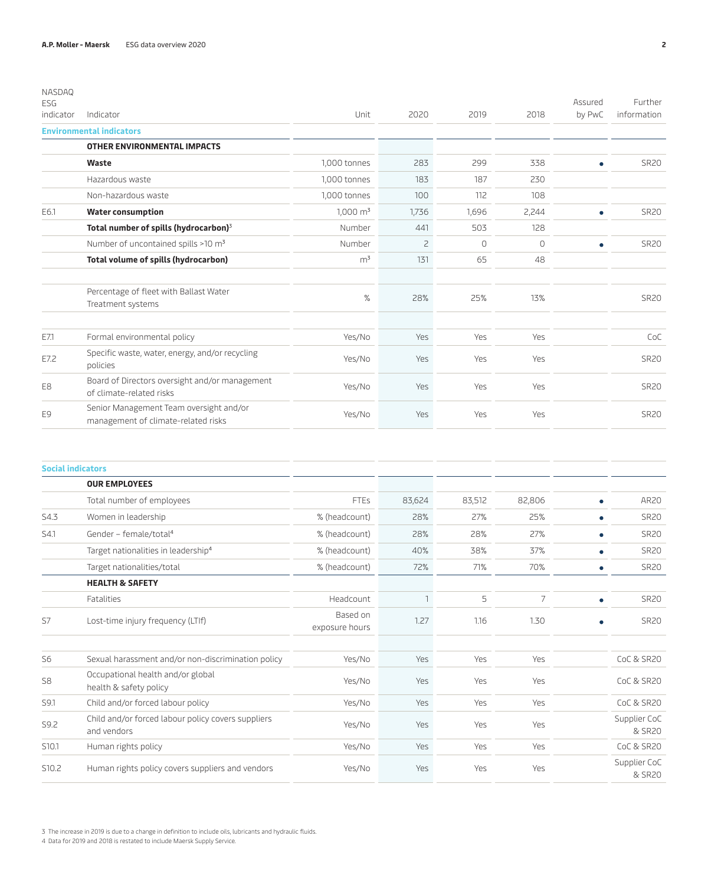| NASDAQ ESG indicator | Indicator | Unit | 2020 | 2019 | 2018 | Assured by PwC | Further information |
|---|---|---|---|---|---|---|---|
| **Environmental indicators** | | | | | | | |
| | **OTHER ENVIRONMENTAL IMPACTS** | | | | | | |
| | **Waste** | 1,000 tonnes | 283 | 299 | 338 | • | SR20 |
| | Hazardous waste | 1,000 tonnes | 183 | 187 | 230 | | |
| | Non-hazardous waste | 1,000 tonnes | 100 | 112 | 108 | | |
| E6.1 | **Water consumption** | 1,000 $m^3$ | 1,736 | 1,696 | 2,244 | • | SR20 |
| | **Total number of spills (hydrocarbon)**[3] | Number | 441 | 503 | 128 | | |
| | Number of uncontained spills >10 $m^3$ | Number | 2 | 0 | 0 | • | SR20 |
| | **Total volume of spills (hydrocarbon)** | $m^3$ | 131 | 65 | 48 | | |
| | Percentage of fleet with Ballast Water Treatment systems | % | 28% | 25% | 13% | | SR20 |
| E7.1 | Formal environmental policy | Yes/No | Yes | Yes | Yes | | CoC |
| E7.2 | Specific waste, water, energy, and/or recycling policies | Yes/No | Yes | Yes | Yes | | SR20 |
| E8 | Board of Directors oversight and/or management of climate-related risks | Yes/No | Yes | Yes | Yes | | SR20 |
| E9 | Senior Management Team oversight and/or management of climate-related risks | Yes/No | Yes | Yes | Yes | | SR20 |

| NASDAQ ESG indicator | Indicator | Unit | 2020 | 2019 | 2018 | Assured by PwC | Further information |
|---|---|---|---|---|---|---|---|
| **Social indicators** | | | | | | | |
| | **OUR EMPLOYEES** | | | | | | |
| | Total number of employees | FTEs | 83,624 | 83,512 | 82,806 | • | AR20 |
| S4.3 | Women in leadership | % (headcount) | 28% | 27% | 25% | • | SR20 |
| S4.1 | Gender – female/total[4] | % (headcount) | 28% | 28% | 27% | • | SR20 |
| | Target nationalities in leadership[4] | % (headcount) | 40% | 38% | 37% | • | SR20 |
| | Target nationalities/total | % (headcount) | 72% | 71% | 70% | • | SR20 |
| | **HEALTH & SAFETY** | | | | | | |
| | Fatalities | Headcount | 1 | 5 | 7 | • | SR20 |
| S7 | Lost-time injury frequency (LTIf) | Based on exposure hours | 1.27 | 1.16 | 1.30 | • | SR20 |
| S6 | Sexual harassment and/or non-discrimination policy | Yes/No | Yes | Yes | Yes | | CoC & SR20 |
| S8 | Occupational health and/or global health & safety policy | Yes/No | Yes | Yes | Yes | | CoC & SR20 |
| S9.1 | Child and/or forced labour policy | Yes/No | Yes | Yes | Yes | | CoC & SR20 |
| S9.2 | Child and/or forced labour policy covers suppliers and vendors | Yes/No | Yes | Yes | Yes | | Supplier CoC & SR20 |
| S10.1 | Human rights policy | Yes/No | Yes | Yes | Yes | | CoC & SR20 |
| S10.2 | Human rights policy covers suppliers and vendors | Yes/No | Yes | Yes | Yes | | Supplier CoC & SR20 |

3 The increase in 2019 is due to a change in definition to include oils, lubricants and hydraulic fluids.
4 Data for 2019 and 2018 is restated to include Maersk Supply Service.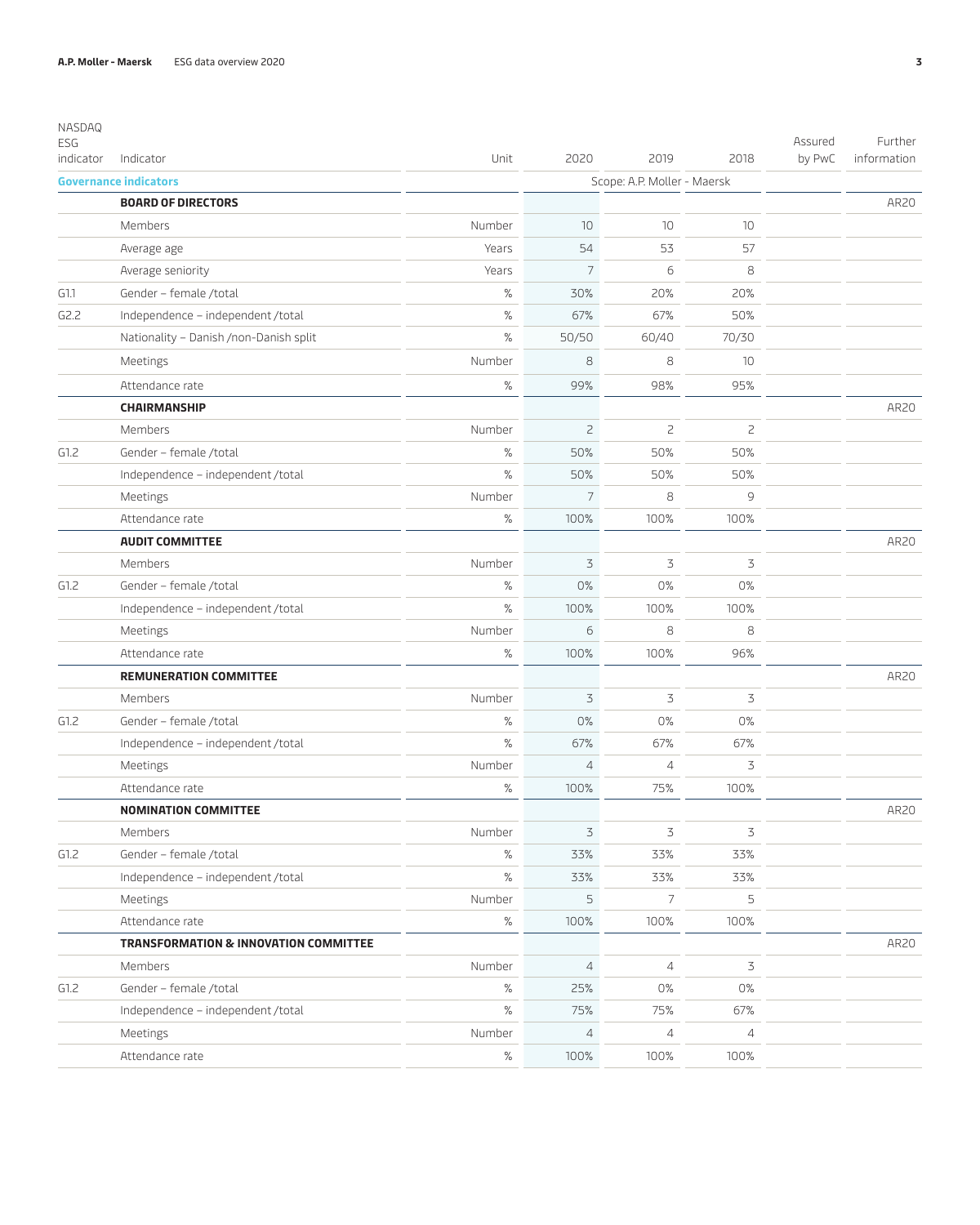| NASDAQ ESG indicator | Indicator | Unit | 2020 | 2019 | 2018 | Assured by PwC | Further information |
|---|---|---|---|---|---|---|---|
| **Governance indicators** | | | Scope: A.P. Moller - Maersk | | | | |
| | **BOARD OF DIRECTORS** | | | | | | AR20 |
| | Members | Number | 10 | 10 | 10 | | |
| | Average age | Years | 54 | 53 | 57 | | |
| | Average seniority | Years | 7 | 6 | 8 | | |
| G1.1 | Gender – female /total | % | 30% | 20% | 20% | | |
| G2.2 | Independence – independent /total | % | 67% | 67% | 50% | | |
| | Nationality – Danish /non-Danish split | % | 50/50 | 60/40 | 70/30 | | |
| | Meetings | Number | 8 | 8 | 10 | | |
| | Attendance rate | % | 99% | 98% | 95% | | |
| | **CHAIRMANSHIP** | | | | | | AR20 |
| | Members | Number | 2 | 2 | 2 | | |
| G1.2 | Gender – female /total | % | 50% | 50% | 50% | | |
| | Independence – independent /total | % | 50% | 50% | 50% | | |
| | Meetings | Number | 7 | 8 | 9 | | |
| | Attendance rate | % | 100% | 100% | 100% | | |
| | **AUDIT COMMITTEE** | | | | | | AR20 |
| | Members | Number | 3 | 3 | 3 | | |
| G1.2 | Gender – female /total | % | 0% | 0% | 0% | | |
| | Independence – independent /total | % | 100% | 100% | 100% | | |
| | Meetings | Number | 6 | 8 | 8 | | |
| | Attendance rate | % | 100% | 100% | 96% | | |
| | **REMUNERATION COMMITTEE** | | | | | | AR20 |
| | Members | Number | 3 | 3 | 3 | | |
| G1.2 | Gender – female /total | % | 0% | 0% | 0% | | |
| | Independence – independent /total | % | 67% | 67% | 67% | | |
| | Meetings | Number | 4 | 4 | 3 | | |
| | Attendance rate | % | 100% | 75% | 100% | | |
| | **NOMINATION COMMITTEE** | | | | | | AR20 |
| | Members | Number | 3 | 3 | 3 | | |
| G1.2 | Gender – female /total | % | 33% | 33% | 33% | | |
| | Independence – independent /total | % | 33% | 33% | 33% | | |
| | Meetings | Number | 5 | 7 | 5 | | |
| | Attendance rate | % | 100% | 100% | 100% | | |
| | **TRANSFORMATION & INNOVATION COMMITTEE** | | | | | | AR20 |
| | Members | Number | 4 | 4 | 3 | | |
| G1.2 | Gender – female /total | % | 25% | 0% | 0% | | |
| | Independence – independent /total | % | 75% | 75% | 67% | | |
| | Meetings | Number | 4 | 4 | 4 | | |
| | Attendance rate | % | 100% | 100% | 100% | | |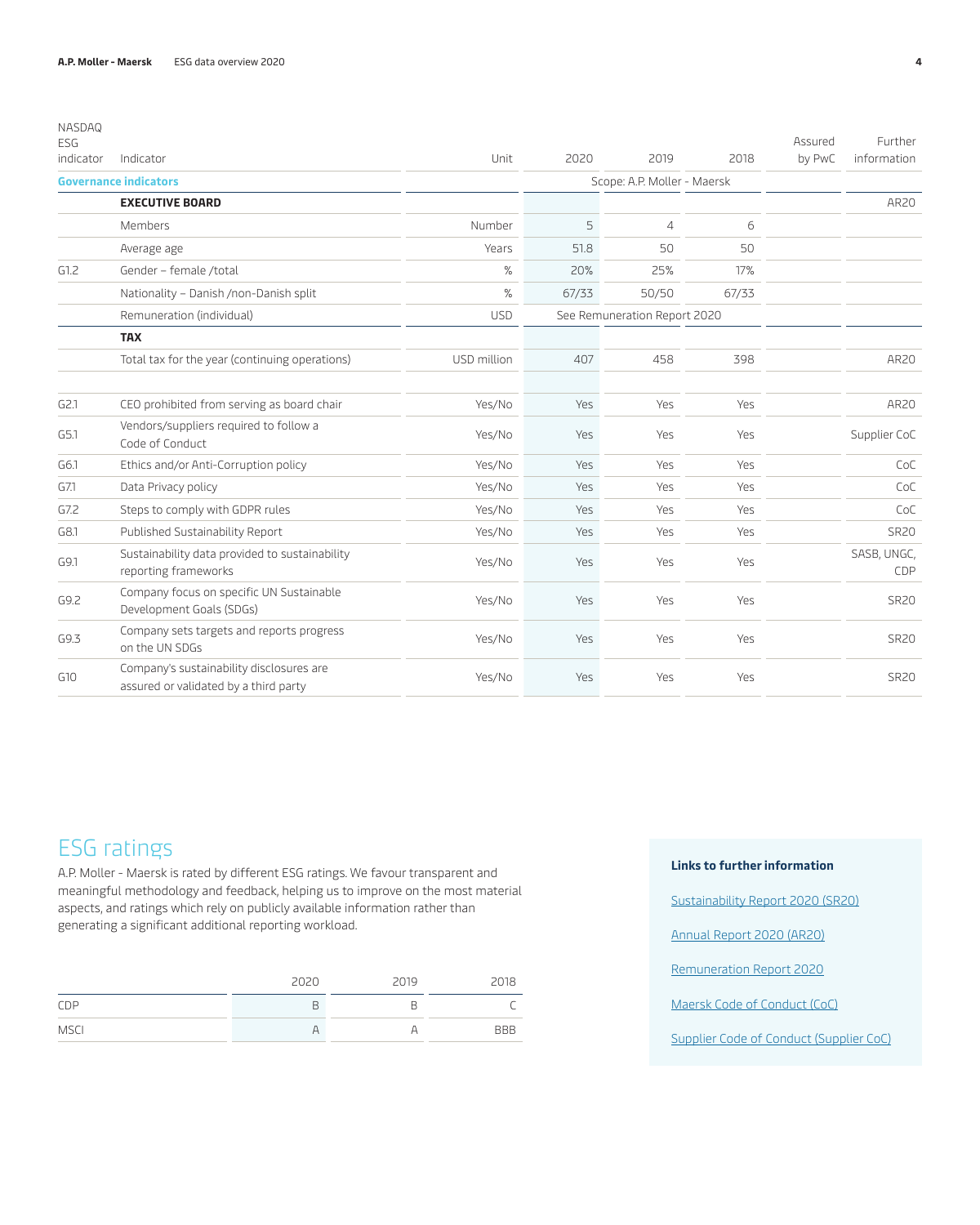| NASDAQ ESG indicator | Indicator | Unit | 2020 | 2019 | 2018 | Assured by PwC | Further information |
|---|---|---|---|---|---|---|---|
| **Governance indicators** | | | Scope: A.P. Moller - Maersk | | | | |
| | **EXECUTIVE BOARD** | | | | | | AR20 |
| | Members | Number | 5 | 4 | 6 | | |
| | Average age | Years | 51.8 | 50 | 50 | | |
| G1.2 | Gender – female /total | % | 20% | 25% | 17% | | |
| | Nationality – Danish /non-Danish split | % | 67/33 | 50/50 | 67/33 | | |
| | Remuneration (individual) | USD | See Remuneration Report 2020 | | | | |
| | **TAX** | | | | | | |
| | Total tax for the year (continuing operations) | USD million | 407 | 458 | 398 | | AR20 |
| | | | | | | | |
| G2.1 | CEO prohibited from serving as board chair | Yes/No | Yes | Yes | Yes | | AR20 |
| G5.1 | Vendors/suppliers required to follow a Code of Conduct | Yes/No | Yes | Yes | Yes | | Supplier CoC |
| G6.1 | Ethics and/or Anti-Corruption policy | Yes/No | Yes | Yes | Yes | | CoC |
| G7.1 | Data Privacy policy | Yes/No | Yes | Yes | Yes | | CoC |
| G7.2 | Steps to comply with GDPR rules | Yes/No | Yes | Yes | Yes | | CoC |
| G8.1 | Published Sustainability Report | Yes/No | Yes | Yes | Yes | | SR20 |
| G9.1 | Sustainability data provided to sustainability reporting frameworks | Yes/No | Yes | Yes | Yes | | SASB, UNGC, CDP |
| G9.2 | Company focus on specific UN Sustainable Development Goals (SDGs) | Yes/No | Yes | Yes | Yes | | SR20 |
| G9.3 | Company sets targets and reports progress on the UN SDGs | Yes/No | Yes | Yes | Yes | | SR20 |
| G10 | Company's sustainability disclosures are assured or validated by a third party | Yes/No | Yes | Yes | Yes | | SR20 |

## ESG ratings

A.P. Moller - Maersk is rated by different ESG ratings. We favour transparent and meaningful methodology and feedback, helping us to improve on the most material aspects, and ratings which rely on publicly available information rather than generating a significant additional reporting workload.

| | 2020 | 2019 | 2018 |
|---|---|---|---|
| CDP | B | B | C |
| MSCI | A | A | BBB |

**Links to further information**

Sustainability Report 2020 (SR20)

Annual Report 2020 (AR20)

Remuneration Report 2020

Maersk Code of Conduct (CoC)

Supplier Code of Conduct (Supplier CoC)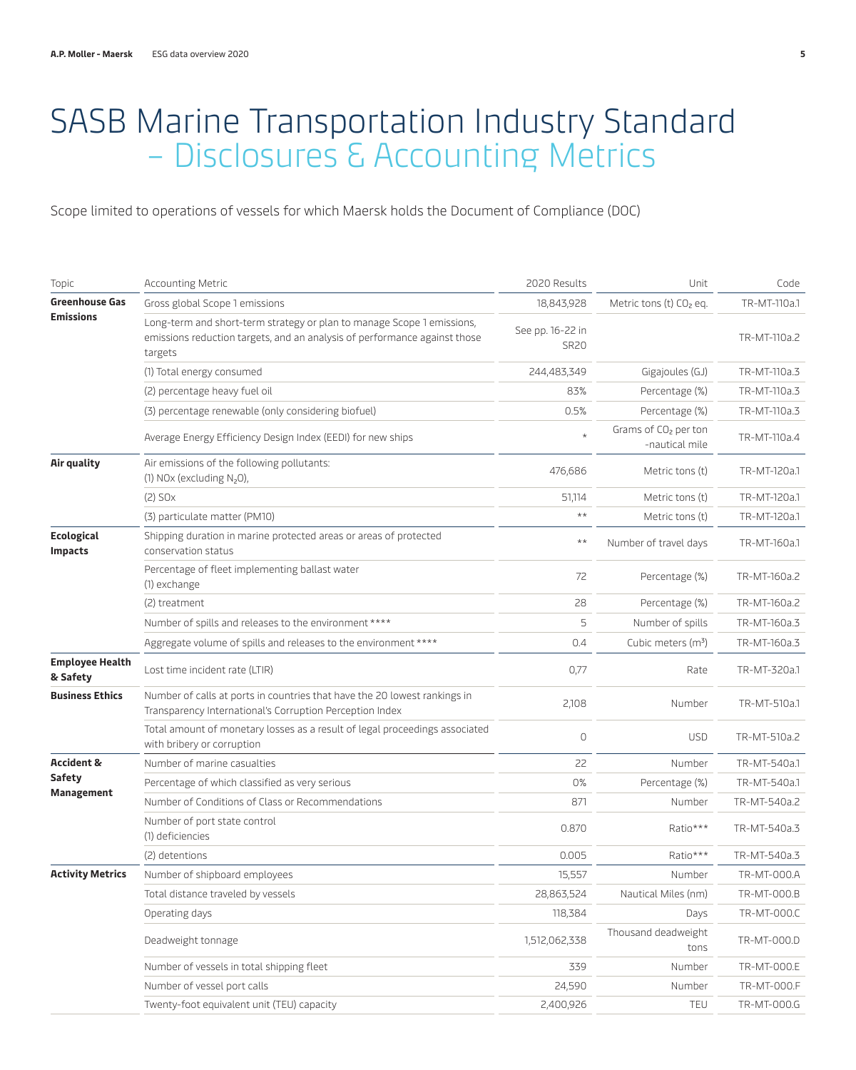# SASB Marine Transportation Industry Standard – Disclosures & Accounting Metrics

Scope limited to operations of vessels for which Maersk holds the Document of Compliance (DOC)

| Topic | Accounting Metric | 2020 Results | Unit | Code |
|---|---|---|---|---|
| **Greenhouse Gas Emissions** | Gross global Scope 1 emissions | 18,843,928 | Metric tons (t) $CO_2$ eq. | TR-MT-110a.1 |
| | Long-term and short-term strategy or plan to manage Scope 1 emissions, emissions reduction targets, and an analysis of performance against those targets | See pp. 16-22 in SR20 | | TR-MT-110a.2 |
| | (1) Total energy consumed | 244,483,349 | Gigajoules (GJ) | TR-MT-110a.3 |
| | (2) percentage heavy fuel oil | 83% | Percentage (%) | TR-MT-110a.3 |
| | (3) percentage renewable (only considering biofuel) | 0.5% | Percentage (%) | TR-MT-110a.3 |
| | Average Energy Efficiency Design Index (EEDI) for new ships | * | Grams of $CO_2$ per ton -nautical mile | TR-MT-110a.4 |
| **Air quality** | Air emissions of the following pollutants: (1) NOx (excluding $N_2O$), | 476,686 | Metric tons (t) | TR-MT-120a.1 |
| | (2) SOx | 51,114 | Metric tons (t) | TR-MT-120a.1 |
| | (3) particulate matter (PM10) | ** | Metric tons (t) | TR-MT-120a.1 |
| **Ecological Impacts** | Shipping duration in marine protected areas or areas of protected conservation status | ** | Number of travel days | TR-MT-160a.1 |
| | Percentage of fleet implementing ballast water (1) exchange | 72 | Percentage (%) | TR-MT-160a.2 |
| | (2) treatment | 28 | Percentage (%) | TR-MT-160a.2 |
| | Number of spills and releases to the environment **** | 5 | Number of spills | TR-MT-160a.3 |
| | Aggregate volume of spills and releases to the environment **** | 0.4 | Cubic meters ($m^3$) | TR-MT-160a.3 |
| **Employee Health & Safety** | Lost time incident rate (LTIR) | 0,77 | Rate | TR-MT-320a.1 |
| **Business Ethics** | Number of calls at ports in countries that have the 20 lowest rankings in Transparency International's Corruption Perception Index | 2,108 | Number | TR-MT-510a.1 |
| | Total amount of monetary losses as a result of legal proceedings associated with bribery or corruption | 0 | USD | TR-MT-510a.2 |
| **Accident & Safety Management** | Number of marine casualties | 22 | Number | TR-MT-540a.1 |
| | Percentage of which classified as very serious | 0% | Percentage (%) | TR-MT-540a.1 |
| | Number of Conditions of Class or Recommendations | 871 | Number | TR-MT-540a.2 |
| | Number of port state control (1) deficiencies | 0.870 | Ratio*** | TR-MT-540a.3 |
| | (2) detentions | 0.005 | Ratio*** | TR-MT-540a.3 |
| **Activity Metrics** | Number of shipboard employees | 15,557 | Number | TR-MT-000.A |
| | Total distance traveled by vessels | 28,863,524 | Nautical Miles (nm) | TR-MT-000.B |
| | Operating days | 118,384 | Days | TR-MT-000.C |
| | Deadweight tonnage | 1,512,062,338 | Thousand deadweight tons | TR-MT-000.D |
| | Number of vessels in total shipping fleet | 339 | Number | TR-MT-000.E |
| | Number of vessel port calls | 24,590 | Number | TR-MT-000.F |
| | Twenty-foot equivalent unit (TEU) capacity | 2,400,926 | TEU | TR-MT-000.G |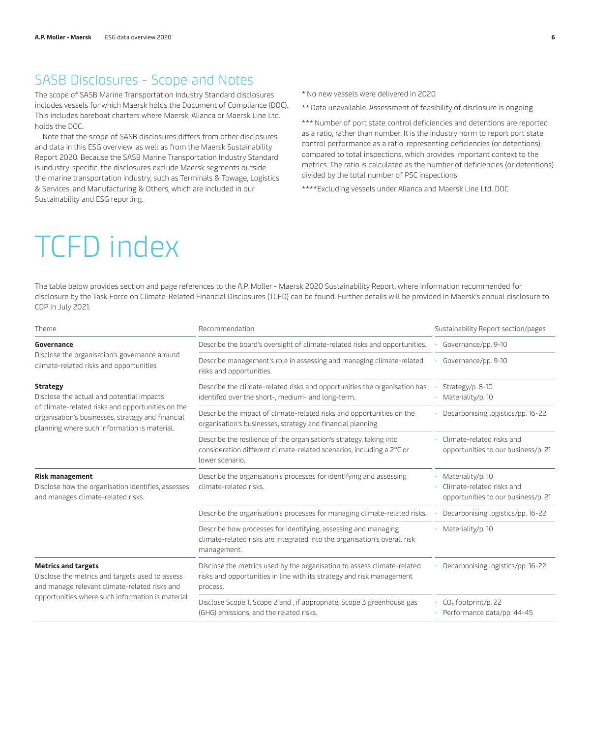## SASB Disclosures - Scope and Notes

The scope of SASB Marine Transportation Industry Standard disclosures includes vessels for which Maersk holds the Document of Compliance (DOC). This includes bareboat charters where Maersk, Alianca or Maersk Line Ltd. holds the DOC.

Note that the scope of SASB disclosures differs from other disclosures and data in this ESG overview, as well as from the Maersk Sustainability Report 2020. Because the SASB Marine Transportation Industry Standard is industry-specific, the disclosures exclude Maersk segments outside the marine transportation industry, such as Terminals & Towage, Logistics & Services, and Manufacturing & Others, which are included in our Sustainability and ESG reporting.

* No new vessels were delivered in 2020

** Data unavailable. Assessment of feasibility of disclosure is ongoing

*** Number of port state control deficiencies and detentions are reported as a ratio, rather than number. It is the industry norm to report port state control performance as a ratio, representing deficiencies (or detentions) compared to total inspections, which provides important context to the metrics. The ratio is calculated as the number of deficiencies (or detentions) divided by the total number of PSC inspections

****Excluding vessels under Alianca and Maersk Line Ltd. DOC

# TCFD index

The table below provides section and page references to the A.P. Moller - Maersk 2020 Sustainability Report, where information recommended for disclosure by the Task Force on Climate-Related Financial Disclosures (TCFD) can be found. Further details will be provided in Maersk's annual disclosure to CDP in July 2021.

| Theme | Recommendation | Sustainability Report section/pages |
|---|---|---|
| **Governance**<br>Disclose the organisation's governance around climate-related risks and opportunities | Describe the board's oversight of climate-related risks and opportunities. | • Governance/pp. 9-10 |
| | Describe management's role in assessing and managing climate-related risks and opportunities. | • Governance/pp. 9-10 |
| **Strategy**<br>Disclose the actual and potential impacts of climate-related risks and opportunities on the organisation's businesses, strategy and financial planning where such information is material. | Describe the climate-related risks and opportunities the organisation has identifed over the short-, medium- and long-term. | • Strategy/p. 8-10<br>• Materiality/p. 10 |
| | Describe the impact of climate-related risks and opportunities on the organisation's businesses, strategy and financial planning. | • Decarbonising logistics/pp. 16-22 |
| | Describe the resilience of the organisation's strategy, taking into consideration different climate-related scenarios, including a 2°C or lower scenario. | • Climate-related risks and opportunities to our business/p. 21 |
| **Risk management**<br>Disclose how the organisation identifies, assesses and manages climate-related risks. | Describe the organisation's processes for identifying and assessing climate-related risks. | • Materiality/p. 10<br>• Climate-related risks and opportunities to our business/p. 21 |
| | Describe the organisation's processes for managing climate-related risks. | • Decarbonising logistics/pp. 16-22 |
| | Describe how processes for identifying, assessing and managing climate-related risks are integrated into the organisation's overall risk management. | • Materiality/p. 10 |
| **Metrics and targets**<br>Disclose the metrics and targets used to assess and manage relevant climate-related risks and opportunities where such information is material | Disclose the metrics used by the organisation to assess climate-related risks and opportunities in line with its strategy and risk management process. | • Decarbonising logistics/pp. 16-22 |
| | Disclose Scope 1, Scope 2 and , if appropriate, Scope 3 greenhouse gas (GHG) emissions, and the related risks. | • $CO_2$ footprint/p. 22<br>• Performance data/pp. 44-45 |